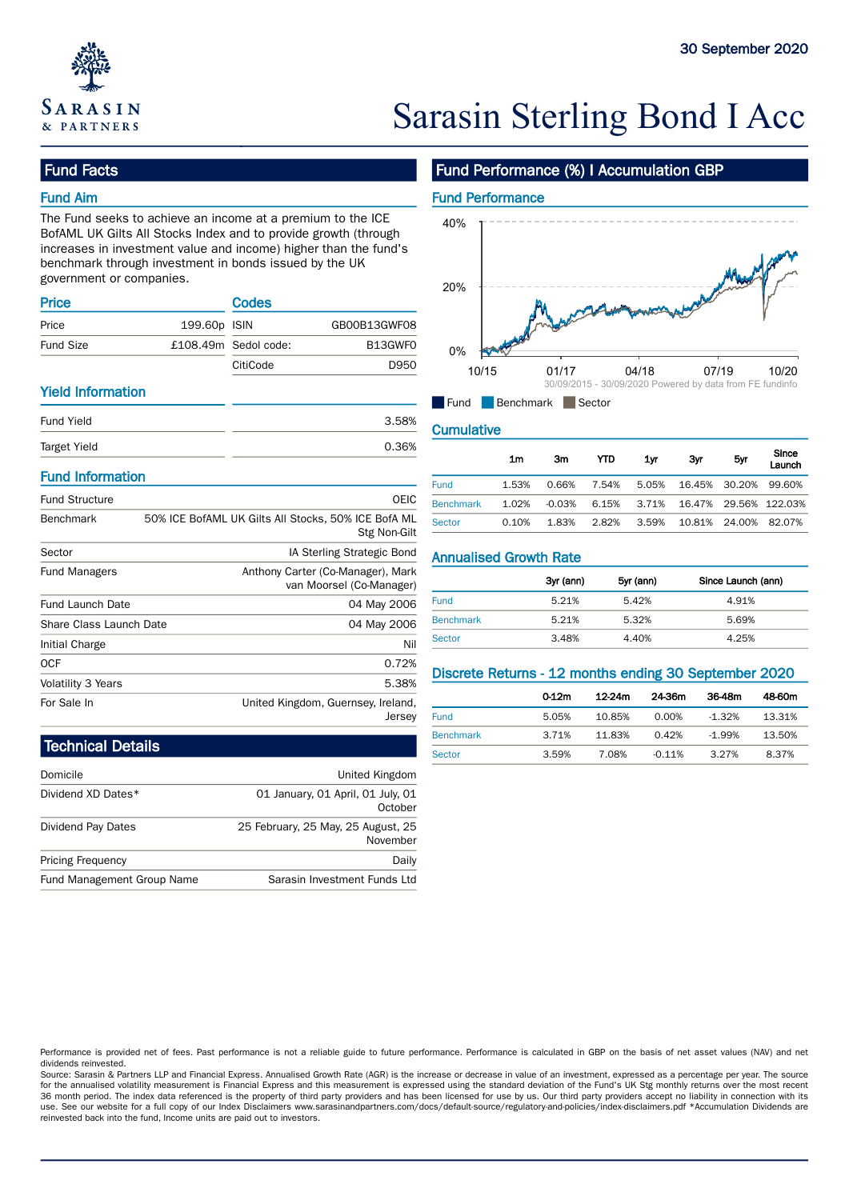30 September 2020

# Sarasin Sterling Bond I Acc

## Fund Facts

### Fund Aim

The Fund seeks to achieve an income at a premium to the ICE BofAML UK Gilts All Stocks Index and to provide growth (through increases in investment value and income) higher than the fund's benchmark through investment in bonds issued by the UK government or companies.

### Price

| | |
|---|---|
| Price | 199.60p |
| Fund Size | £108.49m |

### Codes

| | |
|---|---|
| ISIN | GB00B13GWF08 |
| Sedol code: | B13GWF0 |
| CitiCode | D950 |

### Yield Information

| | |
|---|---|
| Fund Yield | 3.58% |
| Target Yield | 0.36% |

### Fund Information

| | |
|---|---|
| Fund Structure | OEIC |
| Benchmark | 50% ICE BofAML UK Gilts All Stocks, 50% ICE BofA ML Stg Non-Gilt |
| Sector | IA Sterling Strategic Bond |
| Fund Managers | Anthony Carter (Co-Manager), Mark van Moorsel (Co-Manager) |
| Fund Launch Date | 04 May 2006 |
| Share Class Launch Date | 04 May 2006 |
| Initial Charge | Nil |
| OCF | 0.72% |
| Volatility 3 Years | 5.38% |
| For Sale In | United Kingdom, Guernsey, Ireland, Jersey |

## Technical Details

| | |
|---|---|
| Domicile | United Kingdom |
| Dividend XD Dates* | 01 January, 01 April, 01 July, 01 October |
| Dividend Pay Dates | 25 February, 25 May, 25 August, 25 November |
| Pricing Frequency | Daily |
| Fund Management Group Name | Sarasin Investment Funds Ltd |

## Fund Performance (%) I Accumulation GBP

### Fund Performance

30/09/2015 - 30/09/2020 Powered by data from FE fundinfo

Fund / Benchmark / Sector

### Cumulative

| | 1m | 3m | YTD | 1yr | 3yr | 5yr | Since Launch |
|---|---|---|---|---|---|---|---|
| Fund | 1.53% | 0.66% | 7.54% | 5.05% | 16.45% | 30.20% | 99.60% |
| Benchmark | 1.02% | -0.03% | 6.15% | 3.71% | 16.47% | 29.56% | 122.03% |
| Sector | 0.10% | 1.83% | 2.82% | 3.59% | 10.81% | 24.00% | 82.07% |

### Annualised Growth Rate

| | 3yr (ann) | 5yr (ann) | Since Launch (ann) |
|---|---|---|---|
| Fund | 5.21% | 5.42% | 4.91% |
| Benchmark | 5.21% | 5.32% | 5.69% |
| Sector | 3.48% | 4.40% | 4.25% |

### Discrete Returns - 12 months ending 30 September 2020

| | 0-12m | 12-24m | 24-36m | 36-48m | 48-60m |
|---|---|---|---|---|---|
| Fund | 5.05% | 10.85% | 0.00% | -1.32% | 13.31% |
| Benchmark | 3.71% | 11.83% | 0.42% | -1.99% | 13.50% |
| Sector | 3.59% | 7.08% | -0.11% | 3.27% | 8.37% |

Performance is provided net of fees. Past performance is not a reliable guide to future performance. Performance is calculated in GBP on the basis of net asset values (NAV) and net dividends reinvested.

Source: Sarasin & Partners LLP and Financial Express. Annualised Growth Rate (AGR) is the increase or decrease in value of an investment, expressed as a percentage per year. The source for the annualised volatility measurement is Financial Express and this measurement is expressed using the standard deviation of the Fund's UK Stg monthly returns over the most recent 36 month period. The index data referenced is the property of third party providers and has been licensed for use by us. Our third party providers accept no liability in connection with its use. See our website for a full copy of our Index Disclaimers www.sarasinandpartners.com/docs/default-source/regulatory-and-policies/index-disclaimers.pdf *Accumulation Dividends are reinvested back into the fund, Income units are paid out to investors.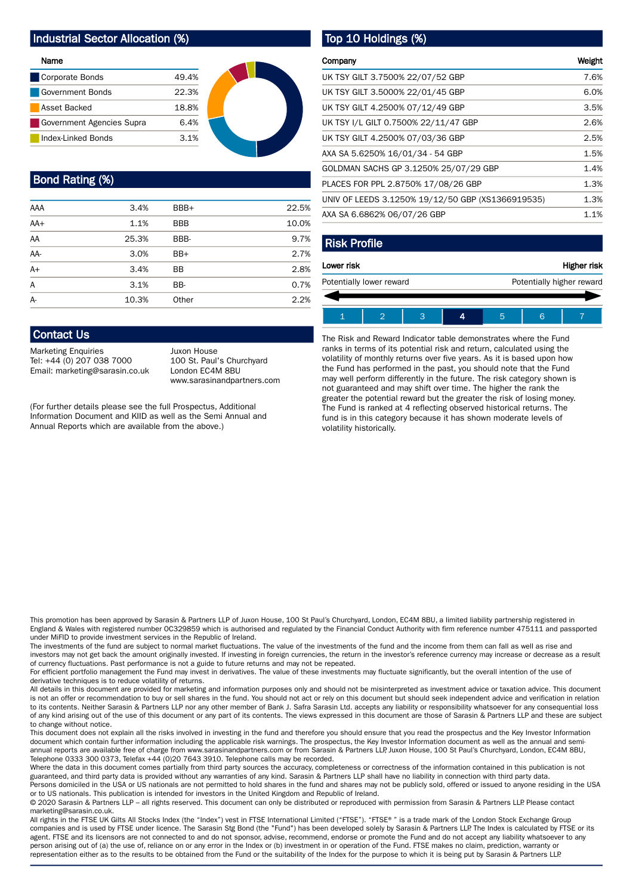## Industrial Sector Allocation (%)

| Name | |
|---|---|
| Corporate Bonds | 49.4% |
| Government Bonds | 22.3% |
| Asset Backed | 18.8% |
| Government Agencies Supra | 6.4% |
| Index-Linked Bonds | 3.1% |

## Bond Rating (%)

| | | | |
|---|---|---|---|
| AAA | 3.4% | BBB+ | 22.5% |
| AA+ | 1.1% | BBB | 10.0% |
| AA | 25.3% | BBB- | 9.7% |
| AA- | 3.0% | BB+ | 2.7% |
| A+ | 3.4% | BB | 2.8% |
| A | 3.1% | BB- | 0.7% |
| A- | 10.3% | Other | 2.2% |

## Contact Us

Marketing Enquiries
Tel: +44 (0) 207 038 7000
Email: marketing@sarasin.co.uk

Juxon House
100 St. Paul's Churchyard
London EC4M 8BU
www.sarasinandpartners.com

(For further details please see the full Prospectus, Additional Information Document and KIID as well as the Semi Annual and Annual Reports which are available from the above.)

## Top 10 Holdings (%)

| Company | Weight |
|---|---|
| UK TSY GILT 3.7500% 22/07/52 GBP | 7.6% |
| UK TSY GILT 3.5000% 22/01/45 GBP | 6.0% |
| UK TSY GILT 4.2500% 07/12/49 GBP | 3.5% |
| UK TSY I/L GILT 0.7500% 22/11/47 GBP | 2.6% |
| UK TSY GILT 4.2500% 07/03/36 GBP | 2.5% |
| AXA SA 5.6250% 16/01/34 - 54 GBP | 1.5% |
| GOLDMAN SACHS GP 3.1250% 25/07/29 GBP | 1.4% |
| PLACES FOR PPL 2.8750% 17/08/26 GBP | 1.3% |
| UNIV OF LEEDS 3.1250% 19/12/50 GBP (XS1366919535) | 1.3% |
| AXA SA 6.6862% 06/07/26 GBP | 1.1% |

## Risk Profile

Lower risk — Higher risk

Potentially lower reward — Potentially higher reward

1 2 3 **4** 5 6 7

The Risk and Reward Indicator table demonstrates where the Fund ranks in terms of its potential risk and return, calculated using the volatility of monthly returns over five years. As it is based upon how the Fund has performed in the past, you should note that the Fund may well perform differently in the future. The risk category shown is not guaranteed and may shift over time. The higher the rank the greater the potential reward but the greater the risk of losing money. The Fund is ranked at 4 reflecting observed historical returns. The fund is in this category because it has shown moderate levels of volatility historically.

This promotion has been approved by Sarasin & Partners LLP of Juxon House, 100 St Paul's Churchyard, London, EC4M 8BU, a limited liability partnership registered in England & Wales with registered number OC329859 which is authorised and regulated by the Financial Conduct Authority with firm reference number 475111 and passported under MiFID to provide investment services in the Republic of Ireland.
The investments of the fund are subject to normal market fluctuations. The value of the investments of the fund and the income from them can fall as well as rise and investors may not get back the amount originally invested. If investing in foreign currencies, the return in the investor's reference currency may increase or decrease as a result of currency fluctuations. Past performance is not a guide to future returns and may not be repeated.
For efficient portfolio management the Fund may invest in derivatives. The value of these investments may fluctuate significantly, but the overall intention of the use of derivative techniques is to reduce volatility of returns.
All details in this document are provided for marketing and information purposes only and should not be misinterpreted as investment advice or taxation advice. This document is not an offer or recommendation to buy or sell shares in the fund. You should not act or rely on this document but should seek independent advice and verification in relation to its contents. Neither Sarasin & Partners LLP nor any other member of Bank J. Safra Sarasin Ltd. accepts any liability or responsibility whatsoever for any consequential loss of any kind arising out of the use of this document or any part of its contents. The views expressed in this document are those of Sarasin & Partners LLP and these are subject to change without notice.
This document does not explain all the risks involved in investing in the fund and therefore you should ensure that you read the prospectus and the Key Investor Information document which contain further information including the applicable risk warnings. The prospectus, the Key Investor Information document as well as the annual and semi-annual reports are available free of charge from www.sarasinandpartners.com or from Sarasin & Partners LLP, Juxon House, 100 St Paul's Churchyard, London, EC4M 8BU, Telephone 0333 300 0373, Telefax +44 (0)20 7643 3910. Telephone calls may be recorded.
Where the data in this document comes partially from third party sources the accuracy, completeness or correctness of the information contained in this publication is not guaranteed, and third party data is provided without any warranties of any kind. Sarasin & Partners LLP shall have no liability in connection with third party data.
Persons domiciled in the USA or US nationals are not permitted to hold shares in the fund and shares may not be publicly sold, offered or issued to anyone residing in the USA or to US nationals. This publication is intended for investors in the United Kingdom and Republic of Ireland.
© 2020 Sarasin & Partners LLP – all rights reserved. This document can only be distributed or reproduced with permission from Sarasin & Partners LLP. Please contact marketing@sarasin.co.uk.
All rights in the FTSE UK Gilts All Stocks Index (the "Index") vest in FTSE International Limited ("FTSE"). "FTSE® " is a trade mark of the London Stock Exchange Group companies and is used by FTSE under licence. The Sarasin Stg Bond (the "Fund") has been developed solely by Sarasin & Partners LLP. The Index is calculated by FTSE or its agent. FTSE and its licensors are not connected to and do not sponsor, advise, recommend, endorse or promote the Fund and do not accept any liability whatsoever to any person arising out of (a) the use of, reliance on or any error in the Index or (b) investment in or operation of the Fund. FTSE makes no claim, prediction, warranty or representation either as to the results to be obtained from the Fund or the suitability of the Index for the purpose to which it is being put by Sarasin & Partners LLP.